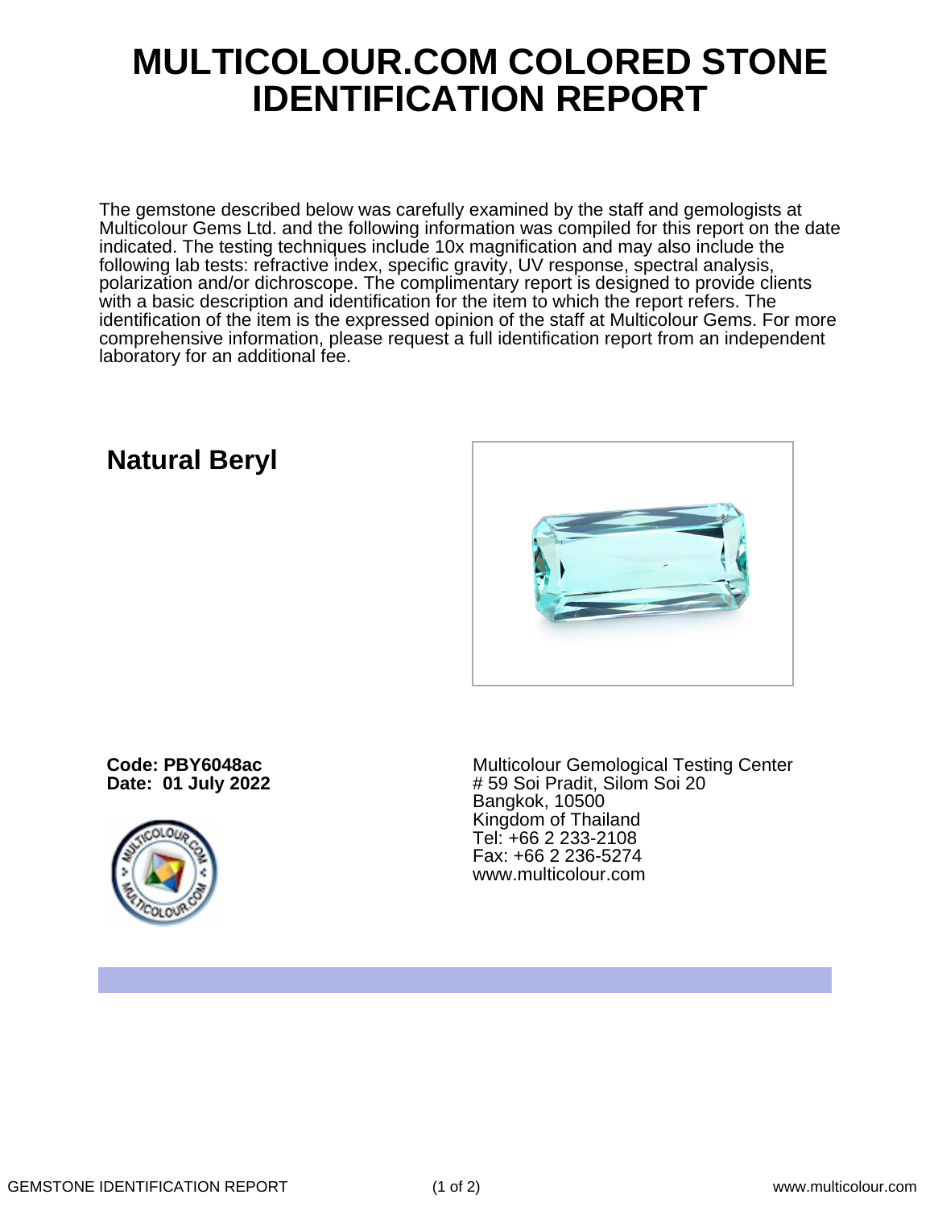# MULTICOLOUR.COM COLORED STONE IDENTIFICATION REPORT

The gemstone described below was carefully examined by the staff and gemologists at Multicolour Gems Ltd. and the following information was compiled for this report on the date indicated. The testing techniques include 10x magnification and may also include the following lab tests: refractive index, specific gravity, UV response, spectral analysis, polarization and/or dichroscope. The complimentary report is designed to provide clients with a basic description and identification for the item to which the report refers. The identification of the item is the expressed opinion of the staff at Multicolour Gems. For more comprehensive information, please request a full identification report from an independent laboratory for an additional fee.

## Natural Beryl

**Code: PBY6048ac**
**Date: 01 July 2022**

Multicolour Gemological Testing Center
# 59 Soi Pradit, Silom Soi 20
Bangkok, 10500
Kingdom of Thailand
Tel: +66 2 233-2108
Fax: +66 2 236-5274
www.multicolour.com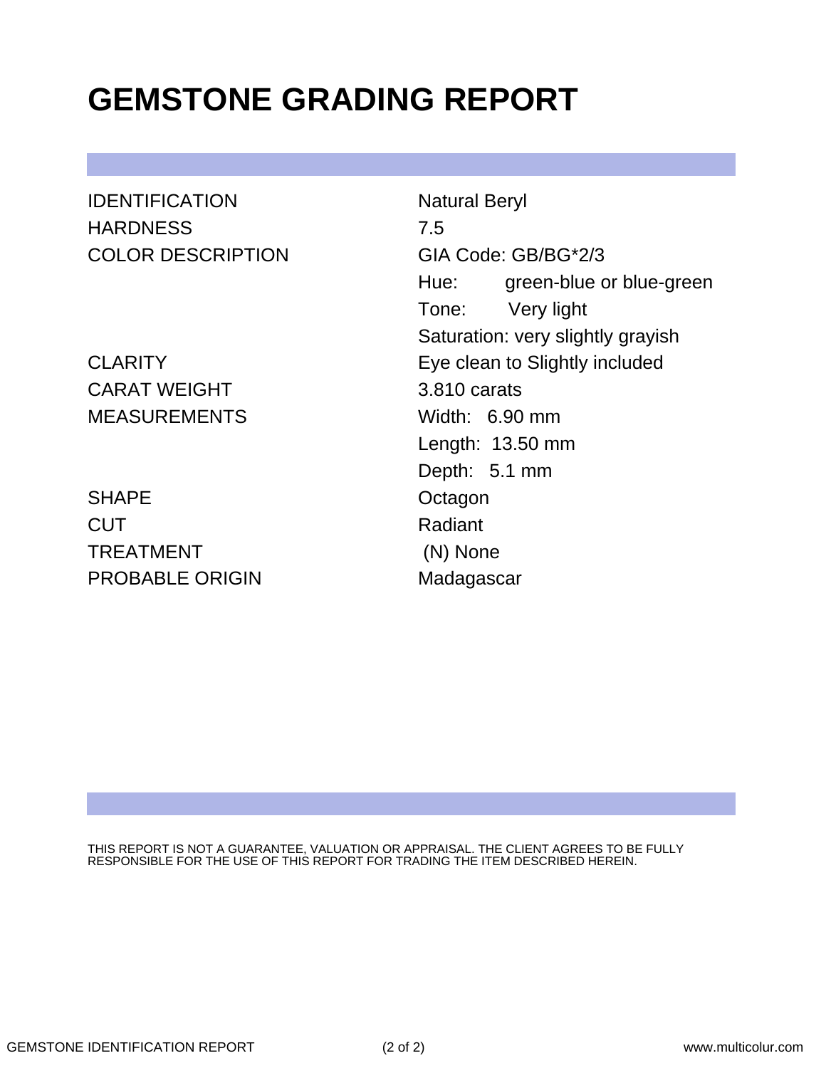# GEMSTONE GRADING REPORT

| | |
|---|---|
| IDENTIFICATION | Natural Beryl |
| HARDNESS | 7.5 |
| COLOR DESCRIPTION | GIA Code: GB/BG*2/3 |
| | Hue: green-blue or blue-green |
| | Tone: Very light |
| | Saturation: very slightly grayish |
| CLARITY | Eye clean to Slightly included |
| CARAT WEIGHT | 3.810 carats |
| MEASUREMENTS | Width: 6.90 mm |
| | Length: 13.50 mm |
| | Depth: 5.1 mm |
| SHAPE | Octagon |
| CUT | Radiant |
| TREATMENT | (N) None |
| PROBABLE ORIGIN | Madagascar |

THIS REPORT IS NOT A GUARANTEE, VALUATION OR APPRAISAL. THE CLIENT AGREES TO BE FULLY RESPONSIBLE FOR THE USE OF THIS REPORT FOR TRADING THE ITEM DESCRIBED HEREIN.